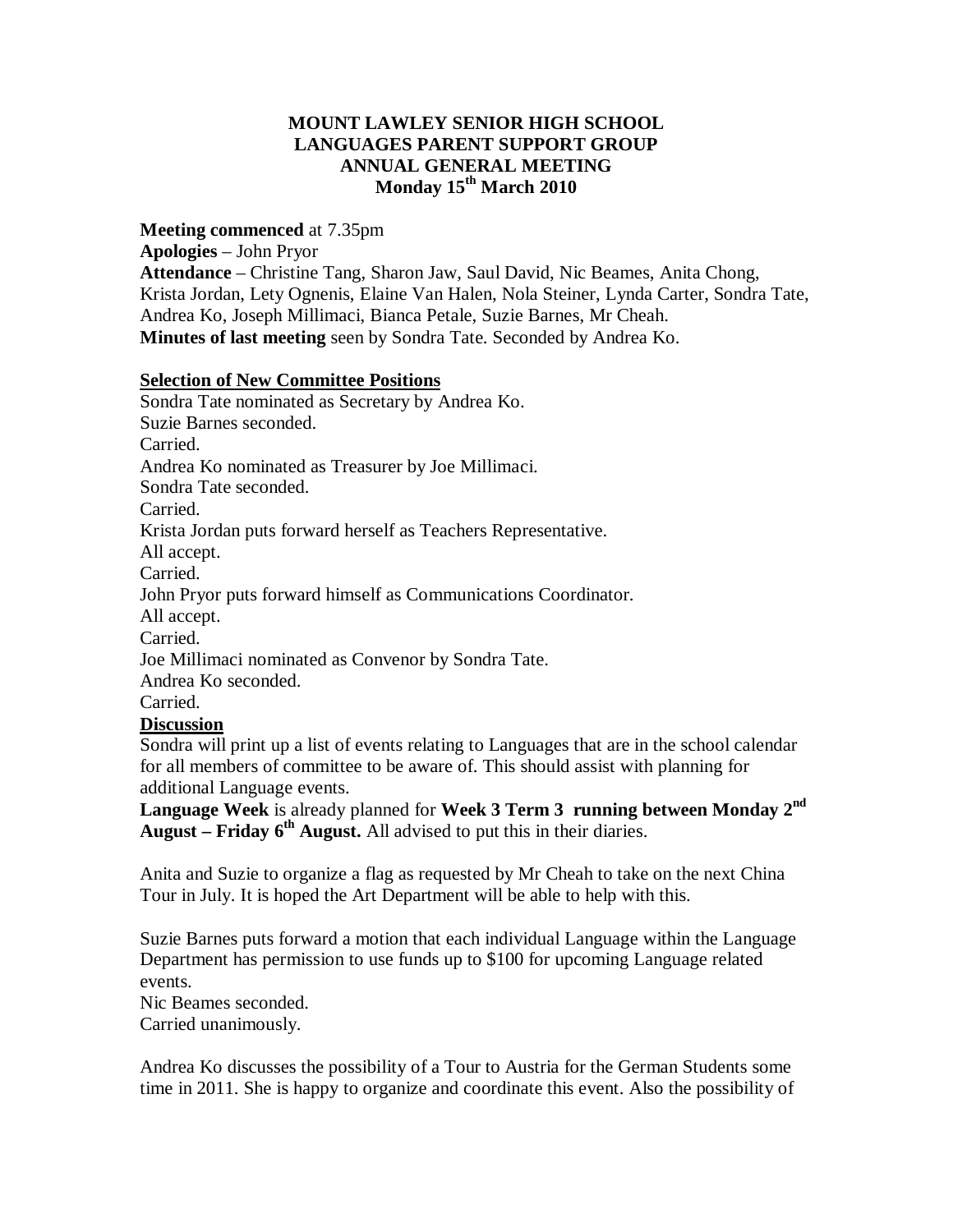# MOUNT LAWLEY SENIOR HIGH SCHOOL
# LANGUAGES PARENT SUPPORT GROUP
# ANNUAL GENERAL MEETING
# Monday 15th March 2010

**Meeting commenced** at 7.35pm

**Apologies** – John Pryor

**Attendance** – Christine Tang, Sharon Jaw, Saul David, Nic Beames, Anita Chong, Krista Jordan, Lety Ognenis, Elaine Van Halen, Nola Steiner, Lynda Carter, Sondra Tate, Andrea Ko, Joseph Millimaci, Bianca Petale, Suzie Barnes, Mr Cheah.

**Minutes of last meeting** seen by Sondra Tate. Seconded by Andrea Ko.

**Selection of New Committee Positions**

Sondra Tate nominated as Secretary by Andrea Ko.
Suzie Barnes seconded.
Carried.
Andrea Ko nominated as Treasurer by Joe Millimaci.
Sondra Tate seconded.
Carried.
Krista Jordan puts forward herself as Teachers Representative.
All accept.
Carried.
John Pryor puts forward himself as Communications Coordinator.
All accept.
Carried.
Joe Millimaci nominated as Convenor by Sondra Tate.
Andrea Ko seconded.
Carried.

**Discussion**

Sondra will print up a list of events relating to Languages that are in the school calendar for all members of committee to be aware of. This should assist with planning for additional Language events.

**Language Week** is already planned for **Week 3 Term 3 running between Monday 2nd August – Friday 6th August.** All advised to put this in their diaries.

Anita and Suzie to organize a flag as requested by Mr Cheah to take on the next China Tour in July. It is hoped the Art Department will be able to help with this.

Suzie Barnes puts forward a motion that each individual Language within the Language Department has permission to use funds up to $100 for upcoming Language related events.
Nic Beames seconded.
Carried unanimously.

Andrea Ko discusses the possibility of a Tour to Austria for the German Students some time in 2011. She is happy to organize and coordinate this event. Also the possibility of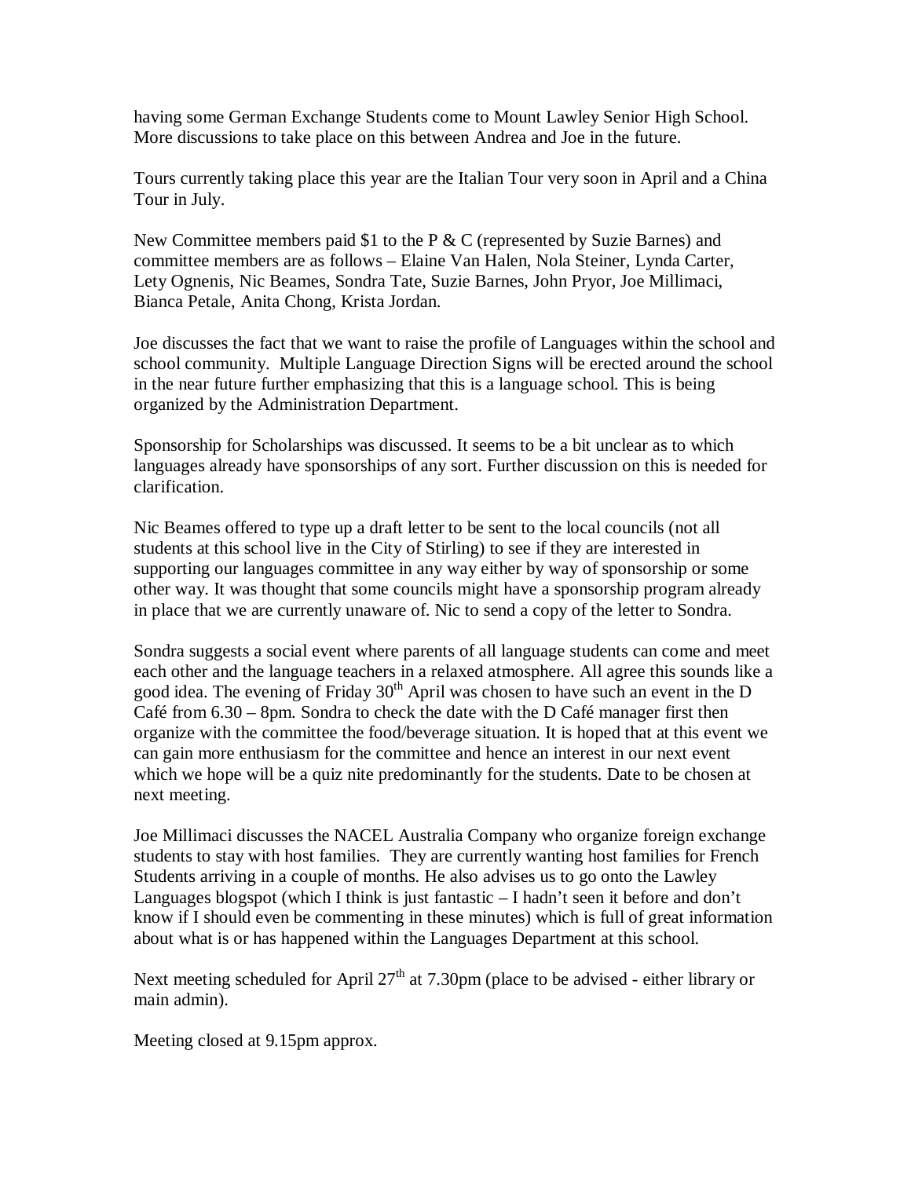having some German Exchange Students come to Mount Lawley Senior High School. More discussions to take place on this between Andrea and Joe in the future.

Tours currently taking place this year are the Italian Tour very soon in April and a China Tour in July.

New Committee members paid $1 to the P & C (represented by Suzie Barnes) and committee members are as follows – Elaine Van Halen, Nola Steiner, Lynda Carter, Lety Ognenis, Nic Beames, Sondra Tate, Suzie Barnes, John Pryor, Joe Millimaci, Bianca Petale, Anita Chong, Krista Jordan.

Joe discusses the fact that we want to raise the profile of Languages within the school and school community. Multiple Language Direction Signs will be erected around the school in the near future further emphasizing that this is a language school. This is being organized by the Administration Department.

Sponsorship for Scholarships was discussed. It seems to be a bit unclear as to which languages already have sponsorships of any sort. Further discussion on this is needed for clarification.

Nic Beames offered to type up a draft letter to be sent to the local councils (not all students at this school live in the City of Stirling) to see if they are interested in supporting our languages committee in any way either by way of sponsorship or some other way. It was thought that some councils might have a sponsorship program already in place that we are currently unaware of. Nic to send a copy of the letter to Sondra.

Sondra suggests a social event where parents of all language students can come and meet each other and the language teachers in a relaxed atmosphere. All agree this sounds like a good idea. The evening of Friday 30th April was chosen to have such an event in the D Café from 6.30 – 8pm. Sondra to check the date with the D Café manager first then organize with the committee the food/beverage situation. It is hoped that at this event we can gain more enthusiasm for the committee and hence an interest in our next event which we hope will be a quiz nite predominantly for the students. Date to be chosen at next meeting.

Joe Millimaci discusses the NACEL Australia Company who organize foreign exchange students to stay with host families. They are currently wanting host families for French Students arriving in a couple of months. He also advises us to go onto the Lawley Languages blogspot (which I think is just fantastic – I hadn't seen it before and don't know if I should even be commenting in these minutes) which is full of great information about what is or has happened within the Languages Department at this school.

Next meeting scheduled for April 27th at 7.30pm (place to be advised - either library or main admin).

Meeting closed at 9.15pm approx.